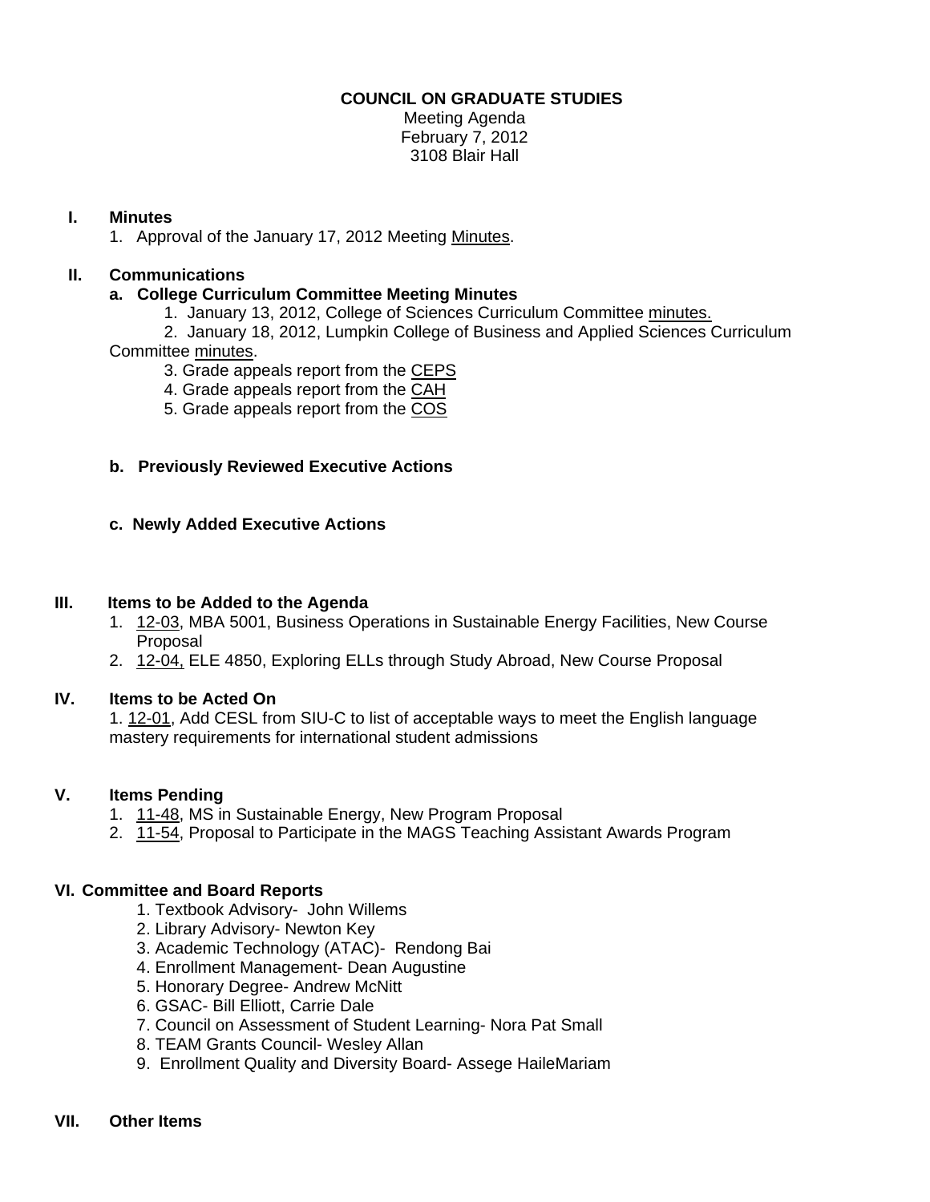**COUNCIL ON GRADUATE STUDIES**

Meeting Agenda
February 7, 2012
3108 Blair Hall

## I. Minutes

1. Approval of the January 17, 2012 Meeting Minutes.

## II. Communications

### a. College Curriculum Committee Meeting Minutes

1. January 13, 2012, College of Sciences Curriculum Committee minutes.
2. January 18, 2012, Lumpkin College of Business and Applied Sciences Curriculum Committee minutes.
3. Grade appeals report from the CEPS
4. Grade appeals report from the CAH
5. Grade appeals report from the COS

### b. Previously Reviewed Executive Actions

### c. Newly Added Executive Actions

## III. Items to be Added to the Agenda

1. 12-03, MBA 5001, Business Operations in Sustainable Energy Facilities, New Course Proposal
2. 12-04, ELE 4850, Exploring ELLs through Study Abroad, New Course Proposal

## IV. Items to be Acted On

1. 12-01, Add CESL from SIU-C to list of acceptable ways to meet the English language mastery requirements for international student admissions

## V. Items Pending

1. 11-48, MS in Sustainable Energy, New Program Proposal
2. 11-54, Proposal to Participate in the MAGS Teaching Assistant Awards Program

## VI. Committee and Board Reports

1. Textbook Advisory- John Willems
2. Library Advisory- Newton Key
3. Academic Technology (ATAC)- Rendong Bai
4. Enrollment Management- Dean Augustine
5. Honorary Degree- Andrew McNitt
6. GSAC- Bill Elliott, Carrie Dale
7. Council on Assessment of Student Learning- Nora Pat Small
8. TEAM Grants Council- Wesley Allan
9. Enrollment Quality and Diversity Board- Assege HaileMariam

## VII. Other Items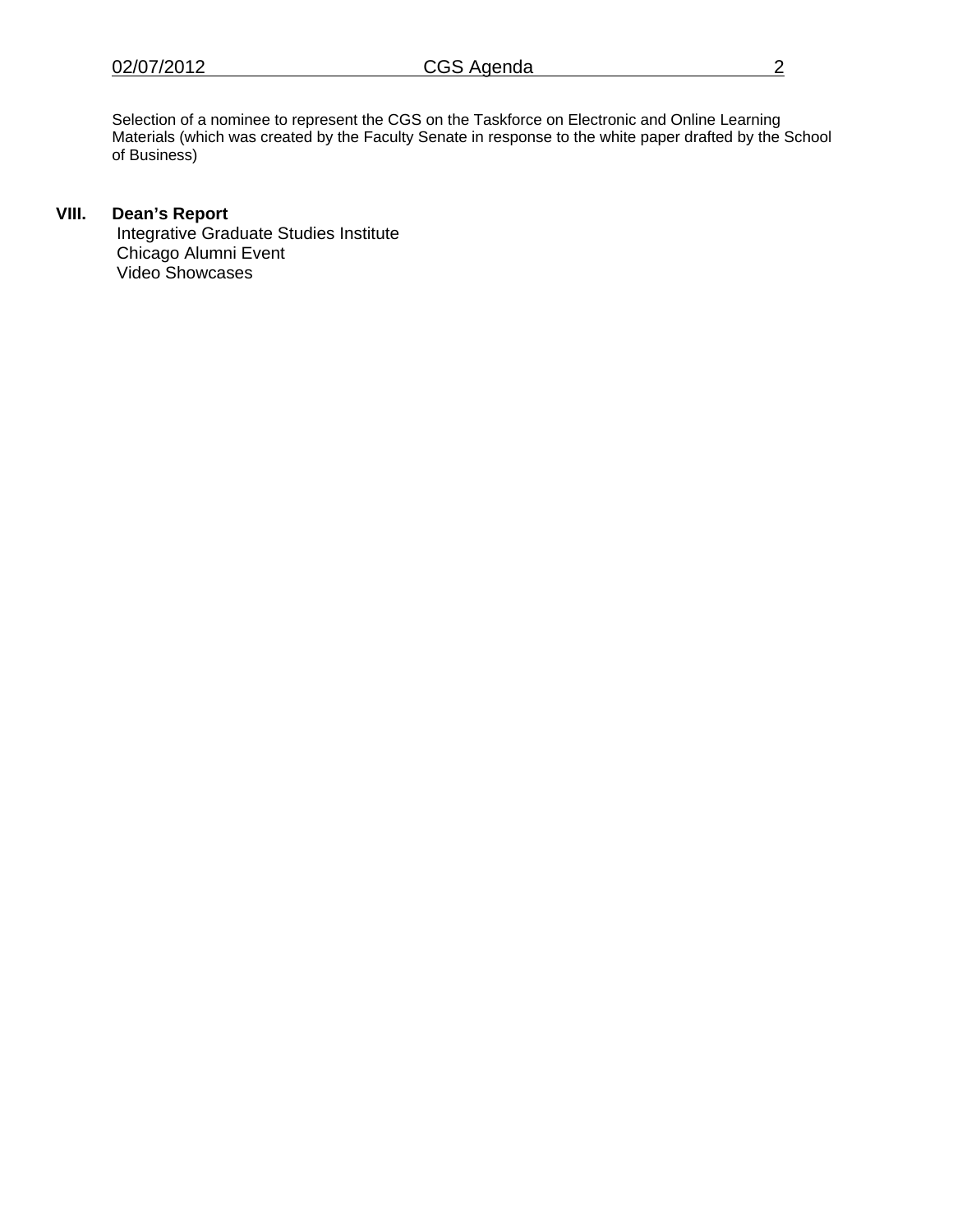Selection of a nominee to represent the CGS on the Taskforce on Electronic and Online Learning Materials (which was created by the Faculty Senate in response to the white paper drafted by the School of Business)

## VIII. Dean's Report

Integrative Graduate Studies Institute
Chicago Alumni Event
Video Showcases